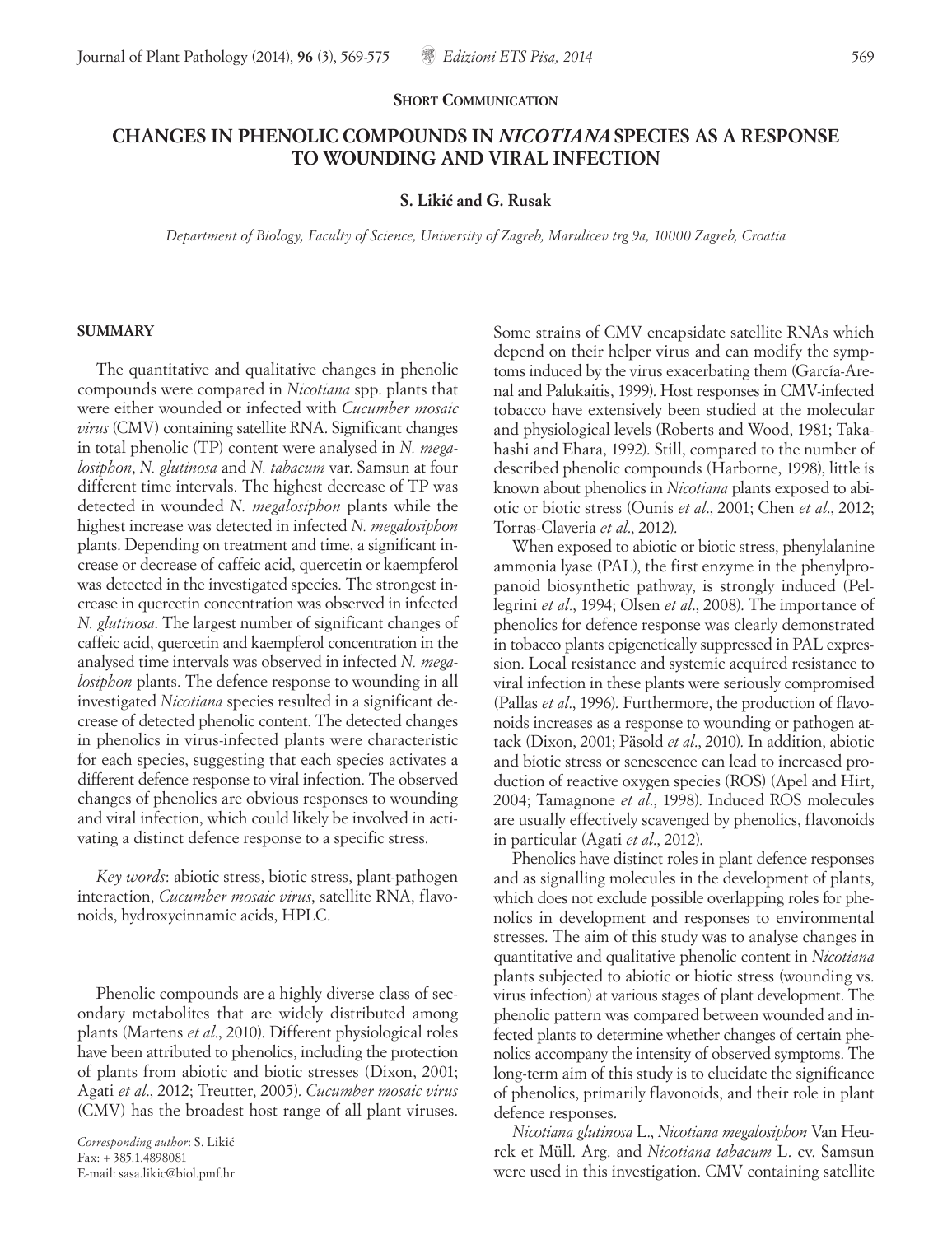**Short Communication**

# CHANGES IN PHENOLIC COMPOUNDS IN *NICOTIANA* SPECIES AS A RESPONSE TO WOUNDING AND VIRAL INFECTION

**S. Likić and G. Rusak**

*Department of Biology, Faculty of Science, University of Zagreb, Marulicev trg 9a, 10000 Zagreb, Croatia*

## SUMMARY

The quantitative and qualitative changes in phenolic compounds were compared in *Nicotiana* spp. plants that were either wounded or infected with *Cucumber mosaic virus* (CMV) containing satellite RNA. Significant changes in total phenolic (TP) content were analysed in *N. megalosiphon*, *N. glutinosa* and *N. tabacum* var. Samsun at four different time intervals. The highest decrease of TP was detected in wounded *N. megalosiphon* plants while the highest increase was detected in infected *N. megalosiphon* plants. Depending on treatment and time, a significant increase or decrease of caffeic acid, quercetin or kaempferol was detected in the investigated species. The strongest increase in quercetin concentration was observed in infected *N. glutinosa*. The largest number of significant changes of caffeic acid, quercetin and kaempferol concentration in the analysed time intervals was observed in infected *N. megalosiphon* plants. The defence response to wounding in all investigated *Nicotiana* species resulted in a significant decrease of detected phenolic content. The detected changes in phenolics in virus-infected plants were characteristic for each species, suggesting that each species activates a different defence response to viral infection. The observed changes of phenolics are obvious responses to wounding and viral infection, which could likely be involved in activating a distinct defence response to a specific stress.

*Key words*: abiotic stress, biotic stress, plant-pathogen interaction, *Cucumber mosaic virus*, satellite RNA, flavonoids, hydroxycinnamic acids, HPLC.

Phenolic compounds are a highly diverse class of secondary metabolites that are widely distributed among plants (Martens *et al*., 2010). Different physiological roles have been attributed to phenolics, including the protection of plants from abiotic and biotic stresses (Dixon, 2001; Agati *et al*., 2012; Treutter, 2005). *Cucumber mosaic virus* (CMV) has the broadest host range of all plant viruses. Some strains of CMV encapsidate satellite RNAs which depend on their helper virus and can modify the symptoms induced by the virus exacerbating them (García-Arenal and Palukaitis, 1999). Host responses in CMV-infected tobacco have extensively been studied at the molecular and physiological levels (Roberts and Wood, 1981; Takahashi and Ehara, 1992). Still, compared to the number of described phenolic compounds (Harborne, 1998), little is known about phenolics in *Nicotiana* plants exposed to abiotic or biotic stress (Ounis *et al*., 2001; Chen *et al*., 2012; Torras-Claveria *et al*., 2012).

When exposed to abiotic or biotic stress, phenylalanine ammonia lyase (PAL), the first enzyme in the phenylpropanoid biosynthetic pathway, is strongly induced (Pellegrini *et al*., 1994; Olsen *et al*., 2008). The importance of phenolics for defence response was clearly demonstrated in tobacco plants epigenetically suppressed in PAL expression. Local resistance and systemic acquired resistance to viral infection in these plants were seriously compromised (Pallas *et al*., 1996). Furthermore, the production of flavonoids increases as a response to wounding or pathogen attack (Dixon, 2001; Păsold *et al*., 2010). In addition, abiotic and biotic stress or senescence can lead to increased production of reactive oxygen species (ROS) (Apel and Hirt, 2004; Tamagnone *et al*., 1998). Induced ROS molecules are usually effectively scavenged by phenolics, flavonoids in particular (Agati *et al*., 2012).

Phenolics have distinct roles in plant defence responses and as signalling molecules in the development of plants, which does not exclude possible overlapping roles for phenolics in development and responses to environmental stresses. The aim of this study was to analyse changes in quantitative and qualitative phenolic content in *Nicotiana* plants subjected to abiotic or biotic stress (wounding vs. virus infection) at various stages of plant development. The phenolic pattern was compared between wounded and infected plants to determine whether changes of certain phenolics accompany the intensity of observed symptoms. The long-term aim of this study is to elucidate the significance of phenolics, primarily flavonoids, and their role in plant defence responses.

*Nicotiana glutinosa* L., *Nicotiana megalosiphon* Van Heurck et Müll. Arg. and *Nicotiana tabacum* L. cv. Samsun were used in this investigation. CMV containing satellite

*Corresponding author*: S. Likić
Fax: + 385.1.4898081
E-mail: sasa.likic@biol.pmf.hr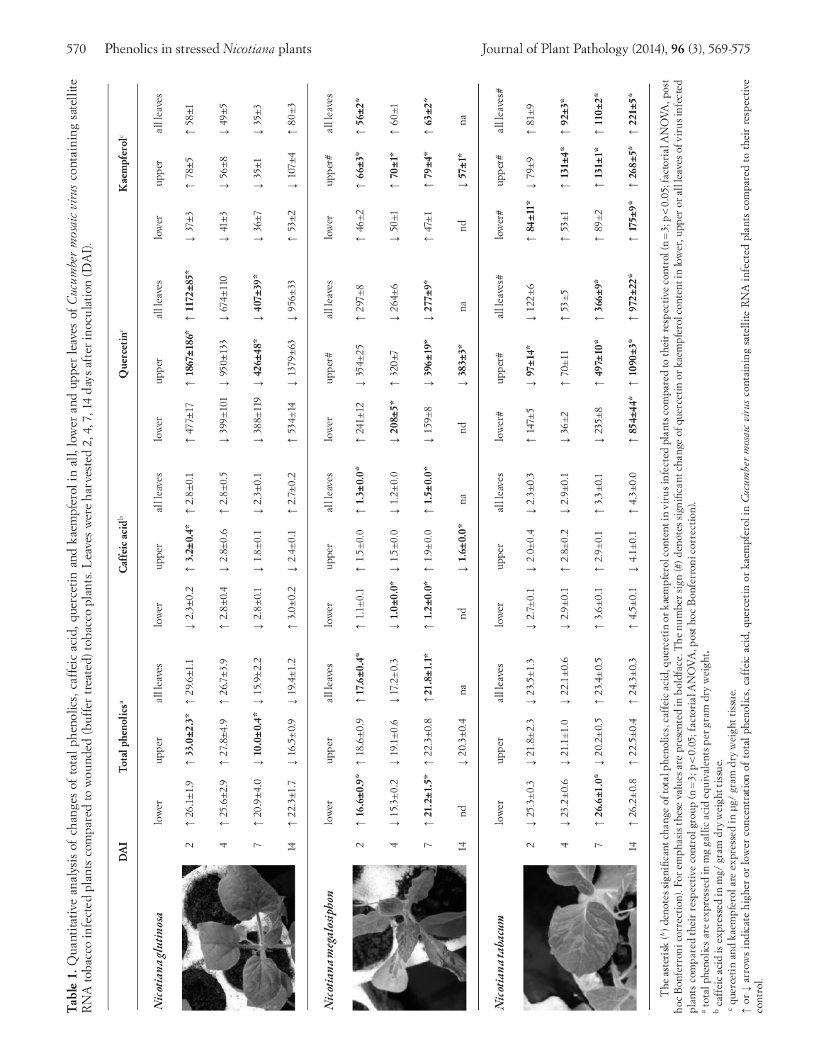**Table 1.** Quantitative analysis of changes of total phenolics, caffeic acid, quercetin and kaempferol in all, lower and upper leaves of *Cucumber mosaic virus* containing satellite RNA tobacco infected plants compared to wounded (buffer treated) tobacco plants. Leaves were harvested 2, 4, 7, 14 days after inoculation (DAI).

| | DAI | Total phenolics[a] | | | Caffeic acid[b] | | | Quercetin[c] | | | Kaempferol[c] | | |
|---|---|---|---|---|---|---|---|---|---|---|---|---|---|
| ***Nicotiana glutinosa*** | | lower | upper | all leaves | lower | upper | all leaves | lower | upper | all leaves | lower | upper | all leaves |
| | 2 | ↑ 26.1±1.9 | ↑ **33.0±2.3*** | ↑ 29.6±1.1 | ↓ 2.3±0.2 | ↑ **3.2±0.4*** | ↑ 2.8±0.1 | ↑ 477±17 | ↑ **1867±186*** | ↑ **1172±85*** | ↓ 37±3 | ↑ 78±5 | ↑ 58±1 |
| | 4 | ↑ 25.6±2.9 | ↑ 27.8±4.9 | ↑ 26.7±3.9 | ↑ 2.8±0.4 | ↑ 2.8±0.6 | ↑ 2.8±0.5 | ↓ 399±101 | ↓ 950±133 | ↓ 674±110 | ↓ 41±3 | ↓ 56±8 | ↓ 49±5 |
| | 7 | ↑ 20.9±4.0 | ↓ **10.0±0.4*** | ↓ 15.9±2.2 | ↓ 2.8±0.1 | ↓ 1.8±0.1 | ↓ 2.3±0.1 | ↓ 388±119 | ↓ **426±48*** | ↓ **407±39*** | ↓ 36±7 | ↓ 35±1 | ↓ 35±3 |
| | 14 | ↑ 22.3±1.7 | ↓ 16.5±0.9 | ↓ 19.4±1.2 | ↑ 3.0±0.2 | ↓ 2.4±0.1 | ↑ 2.7±0.2 | ↑ 534±14 | ↓ 1379±63 | ↓ 956±33 | ↑ 53±2 | ↓ 107±4 | ↑ 80±3 |
| ***Nicotiana megalosiphon*** | | lower | upper | all leaves | lower | upper | all leaves | lower | upper# | all leaves | lower | upper# | all leaves |
| | 2 | ↑ **16.6±0.9*** | ↑ 18.6±0.9 | ↑ **17.6±0.4*** | ↑ 1.1±0.1 | ↑ 1.5±0.0 | ↑ **1.3±0.0*** | ↑ 241±12 | ↓ 354±25 | ↑ 297±8 | ↑ 46±2 | ↑ **66±3*** | ↑ **56±2*** |
| | 4 | ↓ 15.3±0.2 | ↓ 19.1±0.6 | ↓ 17.2±0.3 | ↓ **1.0±0.0*** | ↓ 1.5±0.0 | ↓ 1.2±0.0 | ↓ **208±5*** | ↑ 320±7 | ↓ 264±6 | ↓ 50±1 | ↑ **70±1*** | ↑ 60±1 |
| | 7 | ↑ **21.2±1.5*** | ↑ 22.3±0.8 | ↑ **21.8±1.1*** | ↑ **1.2±0.0*** | ↑ 1.9±0.0 | ↑ **1.5±0.0*** | ↓ 159±8 | ↓ **396±19*** | ↓ **277±9*** | ↑ 47±1 | ↑ **79±4*** | ↑ **63±2*** |
| | 14 | nd | ↓ 20.3±0.4 | na | nd | ↓ **1.6±0.0*** | na | nd | ↓ **383±3*** | na | nd | ↓ **57±1*** | na |
| ***Nicotiana tabacum*** | | lower | upper | all leaves | lower | upper | all leaves | lower# | upper# | all leaves# | lower# | upper# | all leaves# |
| | 2 | ↓ 25.3±0.3 | ↓ 21.8±2.3 | ↓ 23.5±1.3 | ↓ 2.7±0.1 | ↓ 2.0±0.4 | ↓ 2.3±0.3 | ↑ 147±5 | ↓ **97±14*** | ↓ 122±6 | ↑ **84±11*** | ↓ 79±9 | ↑ 81±9 |
| | 4 | ↓ 23.2±0.6 | ↓ 21.1±1.0 | ↓ 22.1±0.6 | ↓ 2.9±0.1 | ↑ 2.8±0.2 | ↓ 2.9±0.1 | ↓ 36±2 | ↑ 70±11 | ↑ 53±5 | ↑ 53±1 | ↑ **131±4*** | ↑ **92±3*** |
| | 7 | ↑ **26.6±1.0*** | ↓ 20.2±0.5 | ↑ 23.4±0.5 | ↑ 3.6±0.1 | ↑ 2.9±0.1 | ↑ 3.3±0.1 | ↓ 235±8 | ↑ **497±10*** | ↑ **366±9*** | ↑ 89±2 | ↑ **131±1*** | ↑ **110±2*** |
| | 14 | ↑ 26.2±0.8 | ↑ 22.5±0.4 | ↑ 24.3±0.3 | ↑ 4.5±0.1 | ↓ 4.1±0.1 | ↑ 4.3±0.0 | ↑ **854±44*** | ↑ **1090±3*** | ↑ **972±22*** | ↑ **175±9*** | ↑ **268±5*** | ↑ **221±5*** |

The asterisk (*) denotes significant change of total phenolics, caffeic acid, quercetin or kaempferol content in virus infected plants compared to their respective control (n = 3; p < 0.05; factorial ANOVA, post hoc Bonferroni correction). For emphasis these values are presented in boldface. The number sign (#) denotes significant change of quercetin or kaempferol content in lower, upper or all leaves of virus infected plants compared their respective control group (n = 3; p < 0.05; factorial ANOVA, post hoc Bonferroni correction).

[a] total phenolics are expressed in mg gallic acid equivalents per gram dry weight.

[b] caffeic acid is expressed in mg/ gram dry weight tissue.

[c] quercetin and kaempferol are expressed in µg/ gram dry weight tissue.

↑ or ↓ arrows indicate higher or lower concentration of total phenolics, caffeic acid, quercetin or kaempferol in *Cucumber mosaic virus* containing satellite RNA infected plants compared to their respective control.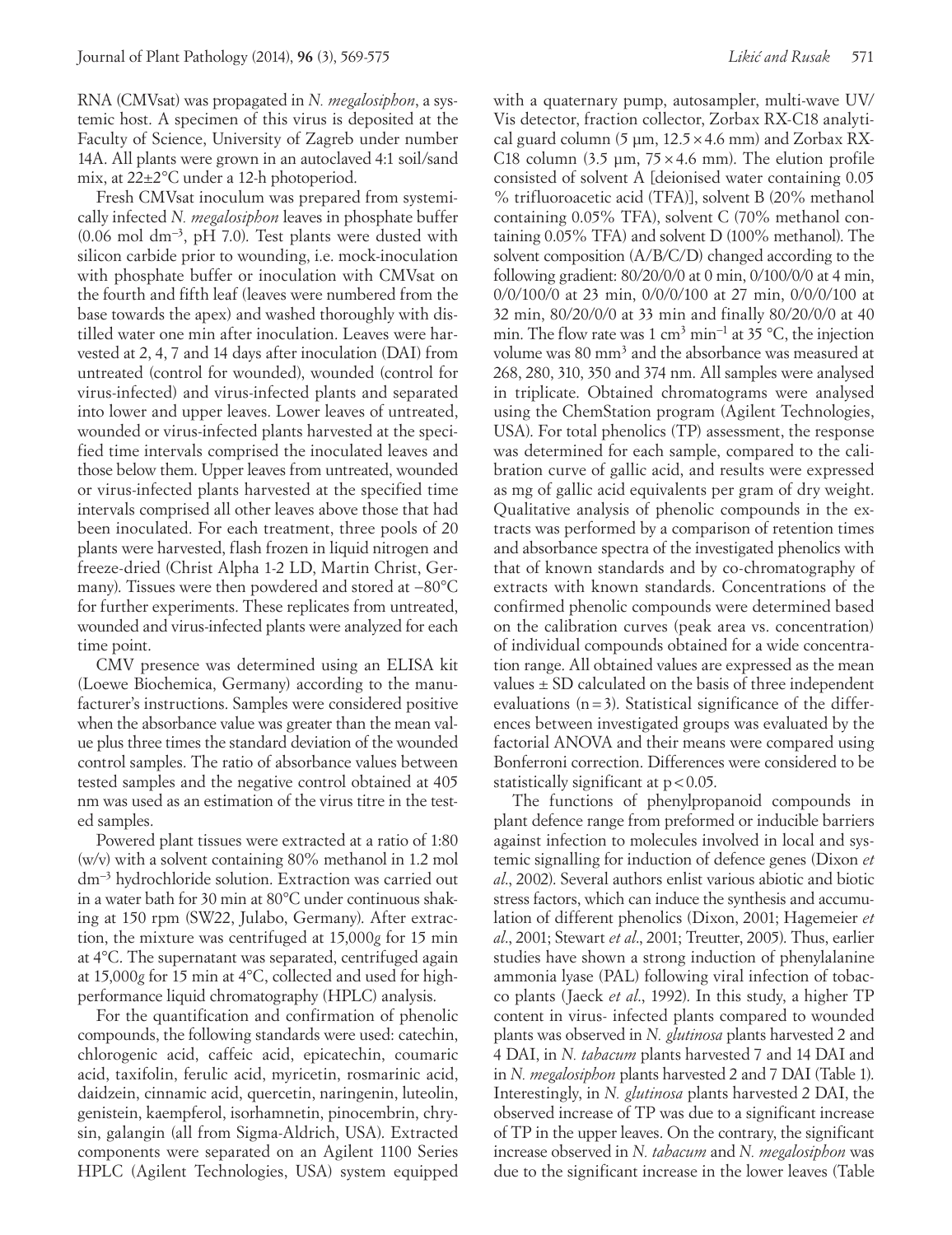RNA (CMVsat) was propagated in *N. megalosiphon*, a systemic host. A specimen of this virus is deposited at the Faculty of Science, University of Zagreb under number 14A. All plants were grown in an autoclaved 4:1 soil/sand mix, at 22±2°C under a 12-h photoperiod.

Fresh CMVsat inoculum was prepared from systemically infected *N. megalosiphon* leaves in phosphate buffer (0.06 mol $dm^{-3}$, pH 7.0). Test plants were dusted with silicon carbide prior to wounding, i.e. mock-inoculation with phosphate buffer or inoculation with CMVsat on the fourth and fifth leaf (leaves were numbered from the base towards the apex) and washed thoroughly with distilled water one min after inoculation. Leaves were harvested at 2, 4, 7 and 14 days after inoculation (DAI) from untreated (control for wounded), wounded (control for virus-infected) and virus-infected plants and separated into lower and upper leaves. Lower leaves of untreated, wounded or virus-infected plants harvested at the specified time intervals comprised the inoculated leaves and those below them. Upper leaves from untreated, wounded or virus-infected plants harvested at the specified time intervals comprised all other leaves above those that had been inoculated. For each treatment, three pools of 20 plants were harvested, flash frozen in liquid nitrogen and freeze-dried (Christ Alpha 1-2 LD, Martin Christ, Germany). Tissues were then powdered and stored at −80°C for further experiments. These replicates from untreated, wounded and virus-infected plants were analyzed for each time point.

CMV presence was determined using an ELISA kit (Loewe Biochemica, Germany) according to the manufacturer's instructions. Samples were considered positive when the absorbance value was greater than the mean value plus three times the standard deviation of the wounded control samples. The ratio of absorbance values between tested samples and the negative control obtained at 405 nm was used as an estimation of the virus titre in the tested samples.

Powered plant tissues were extracted at a ratio of 1:80 (w/v) with a solvent containing 80% methanol in 1.2 mol $dm^{-3}$ hydrochloride solution. Extraction was carried out in a water bath for 30 min at 80°C under continuous shaking at 150 rpm (SW22, Julabo, Germany). After extraction, the mixture was centrifuged at 15,000*g* for 15 min at 4°C. The supernatant was separated, centrifuged again at 15,000*g* for 15 min at 4°C, collected and used for high-performance liquid chromatography (HPLC) analysis.

For the quantification and confirmation of phenolic compounds, the following standards were used: catechin, chlorogenic acid, caffeic acid, epicatechin, coumaric acid, taxifolin, ferulic acid, myricetin, rosmarinic acid, daidzein, cinnamic acid, quercetin, naringenin, luteolin, genistein, kaempferol, isorhamnetin, pinocembrin, chrysin, galangin (all from Sigma-Aldrich, USA). Extracted components were separated on an Agilent 1100 Series HPLC (Agilent Technologies, USA) system equipped with a quaternary pump, autosampler, multi-wave UV/Vis detector, fraction collector, Zorbax RX-C18 analytical guard column (5 µm, 12.5×4.6 mm) and Zorbax RX-C18 column (3.5 µm, 75×4.6 mm). The elution profile consisted of solvent A [deionised water containing 0.05 % trifluoroacetic acid (TFA)], solvent B (20% methanol containing 0.05% TFA), solvent C (70% methanol containing 0.05% TFA) and solvent D (100% methanol). The solvent composition (A/B/C/D) changed according to the following gradient: 80/20/0/0 at 0 min, 0/100/0/0 at 4 min, 0/0/100/0 at 23 min, 0/0/0/100 at 27 min, 0/0/0/100 at 32 min, 80/20/0/0 at 33 min and finally 80/20/0/0 at 40 min. The flow rate was 1 $cm^3$ $min^{-1}$ at 35 °C, the injection volume was 80 $mm^3$ and the absorbance was measured at 268, 280, 310, 350 and 374 nm. All samples were analysed in triplicate. Obtained chromatograms were analysed using the ChemStation program (Agilent Technologies, USA). For total phenolics (TP) assessment, the response was determined for each sample, compared to the calibration curve of gallic acid, and results were expressed as mg of gallic acid equivalents per gram of dry weight. Qualitative analysis of phenolic compounds in the extracts was performed by a comparison of retention times and absorbance spectra of the investigated phenolics with that of known standards and by co-chromatography of extracts with known standards. Concentrations of the confirmed phenolic compounds were determined based on the calibration curves (peak area vs. concentration) of individual compounds obtained for a wide concentration range. All obtained values are expressed as the mean values ± SD calculated on the basis of three independent evaluations ($n = 3$). Statistical significance of the differences between investigated groups was evaluated by the factorial ANOVA and their means were compared using Bonferroni correction. Differences were considered to be statistically significant at $p < 0.05$.

The functions of phenylpropanoid compounds in plant defence range from preformed or inducible barriers against infection to molecules involved in local and systemic signalling for induction of defence genes (Dixon *et al*., 2002). Several authors enlist various abiotic and biotic stress factors, which can induce the synthesis and accumulation of different phenolics (Dixon, 2001; Hagemeier *et al*., 2001; Stewart *et al*., 2001; Treutter, 2005). Thus, earlier studies have shown a strong induction of phenylalanine ammonia lyase (PAL) following viral infection of tobacco plants (Jaeck *et al*., 1992). In this study, a higher TP content in virus- infected plants compared to wounded plants was observed in *N. glutinosa* plants harvested 2 and 4 DAI, in *N. tabacum* plants harvested 7 and 14 DAI and in *N. megalosiphon* plants harvested 2 and 7 DAI (Table 1). Interestingly, in *N. glutinosa* plants harvested 2 DAI, the observed increase of TP was due to a significant increase of TP in the upper leaves. On the contrary, the significant increase observed in *N. tabacum* and *N. megalosiphon* was due to the significant increase in the lower leaves (Table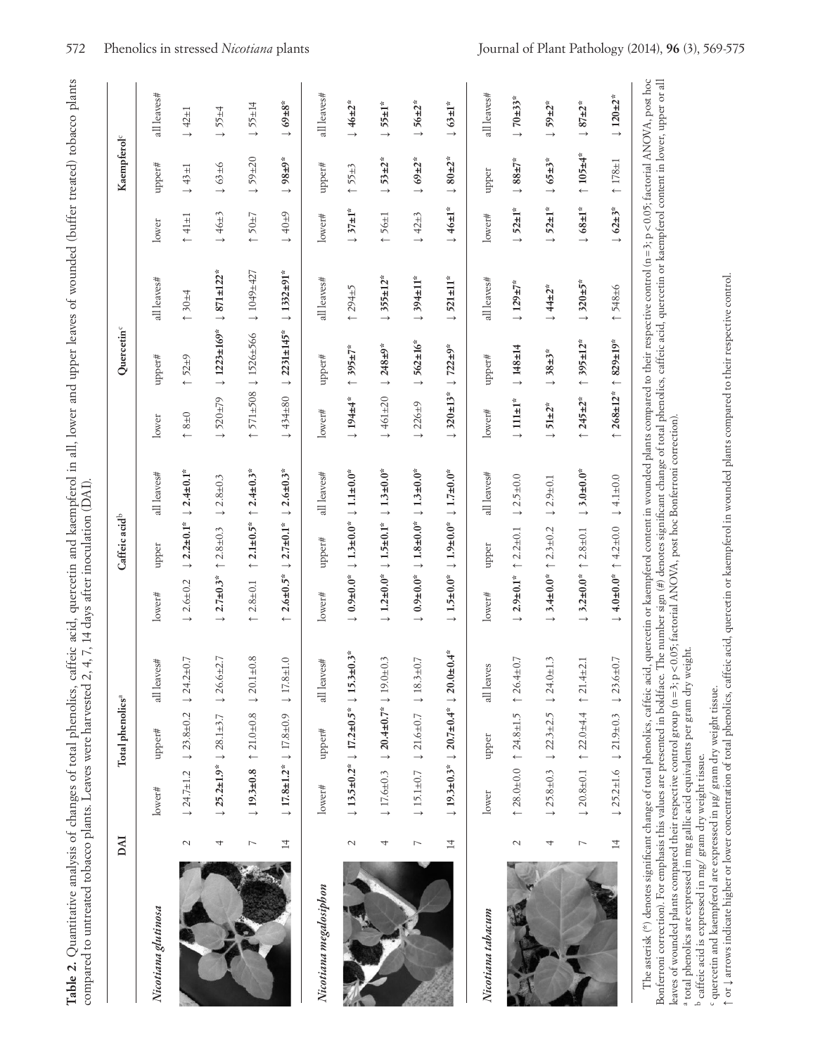**Table 2.** Quantitative analysis of changes of total phenolics, caffeic acid, quercetin and kaempferol in all, lower and upper leaves of wounded (buffer treated) tobacco plants compared to untreated tobacco plants. Leaves were harvested 2, 4, 7, 14 days after inoculation (DAI).

| | DAI | Total phenolics[a] | | | Caffeic acid[b] | | | Quercetin[c] | | | Kaempferol[c] | | |
|---|---|---|---|---|---|---|---|---|---|---|---|---|---|
| ***Nicotiana glutinosa*** | | lower# | upper# | all leaves# | lower# | upper | all leaves# | lower | upper# | all leaves# | lower | upper# | all leaves# |
| | 2 | ↓ 24.7±1.2 | ↓ 23.8±0.2 | ↓ 24.2±0.7 | ↓ 2.6±0.2 | ↓ **2.2±0.1*** | ↓ **2.4±0.1*** | ↑ 8±0 | ↑ 52±9 | ↑ 30±4 | ↑ 41±1 | ↓ 43±1 | ↓ 42±1 |
| | 4 | ↓ **25.2±1.9*** | ↓ 28.1±3.7 | ↓ 26.6±2.7 | ↓ **2.7±0.3*** | ↑ 2.8±0.3 | ↓ 2.8±0.3 | ↓ 520±79 | ↓ **1223±169*** | ↓ **871±122*** | ↓ 46±3 | ↓ 63±6 | ↓ 55±4 |
| | 7 | ↓ **19.3±0.8** | ↑ 21.0±0.8 | ↓ 20.1±0.8 | ↑ 2.8±0.1 | ↑ **2.1±0.5*** | ↑ **2.4±0.3*** | ↑ 571±508 | ↓ 1526±566 | ↓ 1049±427 | ↑ 50±7 | ↓ 59±20 | ↓ 55±14 |
| | 14 | ↓ **17.8±1.2*** | ↓ 17.8±0.9 | ↓ 17.8±1.0 | ↑ **2.6±0.5*** | ↓ **2.7±0.1*** | ↓ **2.6±0.3*** | ↓ 434±80 | ↓ **2231±145*** | ↓ **1332±91*** | ↓ 40±9 | ↓ **98±9*** | ↓ **69±8*** |
| ***Nicotiana megalosiphon*** | | lower# | upper# | all leaves# | lower# | upper# | all leaves# | lower# | upper# | all leaves# | lower# | upper# | all leaves# |
| | 2 | ↓ **13.5±0.2*** | ↓ **17.2±0.5*** | ↓ **15.3±0.3*** | ↓ **0.9±0.0*** | ↓ **1.3±0.0*** | ↓ **1.1±0.0*** | ↓ **194±4*** | ↑ **395±7*** | ↑ 294±5 | ↓ **37±1*** | ↑ 55±3 | ↓ **46±2*** |
| | 4 | ↓ 17.6±0.3 | ↓ **20.4±0.7*** | ↑ 19.0±0.3 | ↓ **1.2±0.0*** | ↓ **1.5±0.1*** | ↓ **1.3±0.0*** | ↓ 461±20 | ↓ **248±9*** | ↓ **355±12*** | ↑ 56±1 | ↓ **53±2*** | ↓ **55±1*** |
| | 7 | ↓ 15.1±0.7 | ↓ 21.6±0.7 | ↓ 18.3±0.7 | ↓ **0.9±0.0*** | ↓ **1.8±0.0*** | ↓ **1.3±0.0*** | ↓ 226±9 | ↓ **562±16*** | ↓ **394±11*** | ↓ 42±3 | ↓ **69±2*** | ↓ **56±2*** |
| | 14 | ↓ **19.3±0.3*** | ↓ **20.7±0.4*** | ↓ **20.0±0.4*** | ↓ **1.5±0.0*** | ↓ **1.9±0.0*** | ↓ **1.7±0.0*** | ↓ **320±13*** | ↓ **722±9*** | ↓ **521±11*** | ↓ **46±1*** | ↓ **80±2*** | ↓ **63±1*** |
| ***Nicotiana tabacum*** | | lower | upper | all leaves | lower# | upper | all leaves# | lower# | upper# | all leaves# | lower# | upper | all leaves# |
| | 2 | ↑ 28.0±0.0 | ↑ 24.8±1.5 | ↑ 26.4±0.7 | ↓ **2.9±0.1*** | ↑ 2.2±0.1 | ↓ 2.5±0.0 | ↓ **111±1*** | ↓ **148±14** | ↓ **129±7*** | ↓ **52±1*** | ↓ **88±7*** | ↓ **70±33*** |
| | 4 | ↓ 25.8±0.3 | ↓ 22.3±2.5 | ↓ 24.0±1.3 | ↓ **3.4±0.0*** | ↑ 2.3±0.2 | ↓ 2.9±0.1 | ↓ **51±2*** | ↓ **38±3*** | ↓ **44±2*** | ↓ **52±1*** | ↓ **65±3*** | ↓ **59±2*** |
| | 7 | ↓ 20.8±0.1 | ↑ 22.0±4.4 | ↑ 21.4±2.1 | ↓ **3.2±0.0*** | ↑ 2.8±0.1 | ↓ **3.0±0.0*** | ↑ **245±2*** | ↑ **395±12*** | ↓ **320±5*** | ↓ **68±1*** | ↑ **105±4*** | ↓ **87±2*** |
| | 14 | ↓ 25.2±1.6 | ↓ 21.9±0.3 | ↓ 23.6±0.7 | ↓ **4.0±0.0*** | ↑ 4.2±0.0 | ↓ 4.1±0.0 | ↑ **268±12*** | ↑ **829±19*** | ↑ 548±6 | ↓ **62±3*** | ↑ 178±1 | ↓ **120±2*** |

The asterisk (*) denotes significant change of total phenolics, caffeic acid, quercetin or kaempferol content in wounded plants compared to their respective control (n = 3; p < 0.05; factorial ANOVA, post hoc Bonferroni correction). For emphasis this values are presented in boldface. The number sign (#) denotes significant change of total phenolics, caffeic acid, quercetin or kaempferol content in lower, upper or all leaves of wounded plants compared their respective control group (n = 3; p < 0.05; factorial ANOVA, post hoc Bonferroni correction).

[a] total phenolics are expressed in mg gallic acid equivalents per gram dry weight.

[b] caffeic acid is expressed in mg/ gram dry weight tissue.

[c] quercetin and kaempferol are expressed in µg/ gram dry weight tissue.

↑ or ↓ arrows indicate higher or lower concentration of total phenolics, caffeic acid, quercetin or kaempferol in wounded plants compared to their respective control.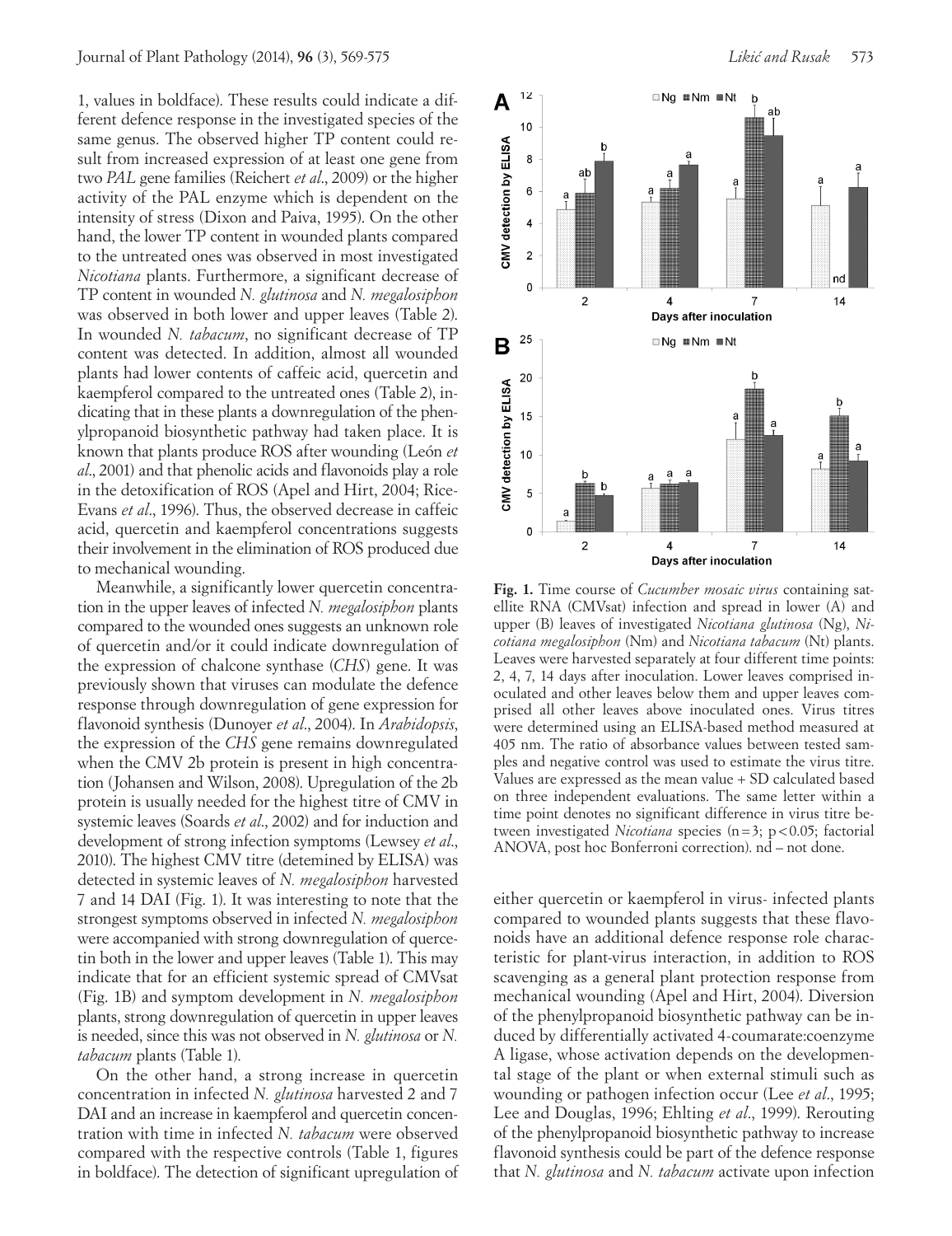1, values in boldface). These results could indicate a different defence response in the investigated species of the same genus. The observed higher TP content could result from increased expression of at least one gene from two *PAL* gene families (Reichert *et al*., 2009) or the higher activity of the PAL enzyme which is dependent on the intensity of stress (Dixon and Paiva, 1995). On the other hand, the lower TP content in wounded plants compared to the untreated ones was observed in most investigated *Nicotiana* plants. Furthermore, a significant decrease of TP content in wounded *N. glutinosa* and *N. megalosiphon* was observed in both lower and upper leaves (Table 2). In wounded *N. tabacum*, no significant decrease of TP content was detected. In addition, almost all wounded plants had lower contents of caffeic acid, quercetin and kaempferol compared to the untreated ones (Table 2), indicating that in these plants a downregulation of the phenylpropanoid biosynthetic pathway had taken place. It is known that plants produce ROS after wounding (León *et al*., 2001) and that phenolic acids and flavonoids play a role in the detoxification of ROS (Apel and Hirt, 2004; Rice-Evans *et al*., 1996). Thus, the observed decrease in caffeic acid, quercetin and kaempferol concentrations suggests their involvement in the elimination of ROS produced due to mechanical wounding.

Meanwhile, a significantly lower quercetin concentration in the upper leaves of infected *N. megalosiphon* plants compared to the wounded ones suggests an unknown role of quercetin and/or it could indicate downregulation of the expression of chalcone synthase (*CHS*) gene. It was previously shown that viruses can modulate the defence response through downregulation of gene expression for flavonoid synthesis (Dunoyer *et al*., 2004). In *Arabidopsis*, the expression of the *CHS* gene remains downregulated when the CMV 2b protein is present in high concentration (Johansen and Wilson, 2008). Upregulation of the 2b protein is usually needed for the highest titre of CMV in systemic leaves (Soards *et al*., 2002) and for induction and development of strong infection symptoms (Lewsey *et al*., 2010). The highest CMV titre (detemined by ELISA) was detected in systemic leaves of *N. megalosiphon* harvested 7 and 14 DAI (Fig. 1). It was interesting to note that the strongest symptoms observed in infected *N. megalosiphon* were accompanied with strong downregulation of quercetin both in the lower and upper leaves (Table 1). This may indicate that for an efficient systemic spread of CMVsat (Fig. 1B) and symptom development in *N. megalosiphon* plants, strong downregulation of quercetin in upper leaves is needed, since this was not observed in *N. glutinosa* or *N. tabacum* plants (Table 1).

On the other hand, a strong increase in quercetin concentration in infected *N. glutinosa* harvested 2 and 7 DAI and an increase in kaempferol and quercetin concentration with time in infected *N. tabacum* were observed compared with the respective controls (Table 1, figures in boldface). The detection of significant upregulation of either quercetin or kaempferol in virus- infected plants compared to wounded plants suggests that these flavonoids have an additional defence response role characteristic for plant-virus interaction, in addition to ROS scavenging as a general plant protection response from mechanical wounding (Apel and Hirt, 2004). Diversion of the phenylpropanoid biosynthetic pathway can be induced by differentially activated 4-coumarate:coenzyme A ligase, whose activation depends on the developmental stage of the plant or when external stimuli such as wounding or pathogen infection occur (Lee *et al*., 1995; Lee and Douglas, 1996; Ehlting *et al*., 1999). Rerouting of the phenylpropanoid biosynthetic pathway to increase flavonoid synthesis could be part of the defence response that *N. glutinosa* and *N. tabacum* activate upon infection

**Fig. 1.** Time course of *Cucumber mosaic virus* containing satellite RNA (CMVsat) infection and spread in lower (A) and upper (B) leaves of investigated *Nicotiana glutinosa* (Ng), *Nicotiana megalosiphon* (Nm) and *Nicotiana tabacum* (Nt) plants. Leaves were harvested separately at four different time points: 2, 4, 7, 14 days after inoculation. Lower leaves comprised inoculated and other leaves below them and upper leaves comprised all other leaves above inoculated ones. Virus titres were determined using an ELISA-based method measured at 405 nm. The ratio of absorbance values between tested samples and negative control was used to estimate the virus titre. Values are expressed as the mean value + SD calculated based on three independent evaluations. The same letter within a time point denotes no significant difference in virus titre between investigated *Nicotiana* species ($n=3$; $p<0.05$; factorial ANOVA, post hoc Bonferroni correction). nd – not done.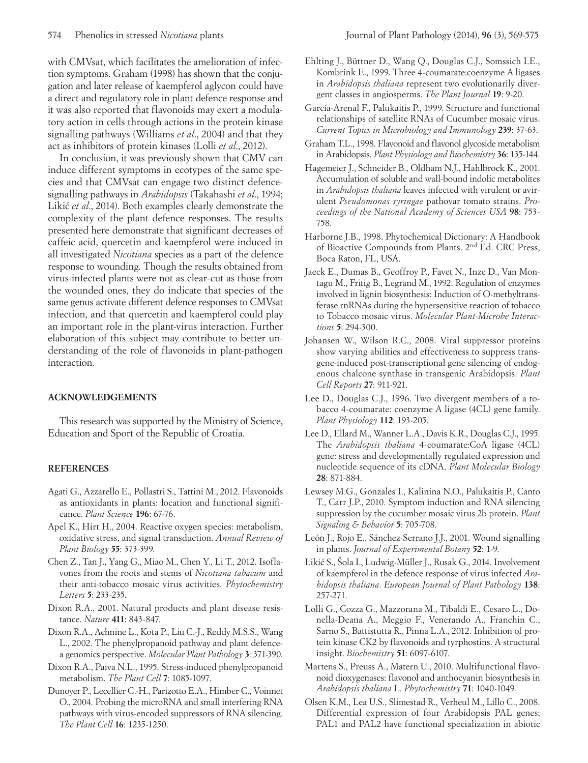with CMVsat, which facilitates the amelioration of infection symptoms. Graham (1998) has shown that the conjugation and later release of kaempferol aglycon could have a direct and regulatory role in plant defence response and it was also reported that flavonoids may exert a modulatory action in cells through actions in the protein kinase signalling pathways (Williams *et al*., 2004) and that they act as inhibitors of protein kinases (Lolli *et al*., 2012).

In conclusion, it was previously shown that CMV can induce different symptoms in ecotypes of the same species and that CMVsat can engage two distinct defence-signalling pathways in *Arabidopsis* (Takahashi *et al*., 1994; Likić *et al*., 2014). Both examples clearly demonstrate the complexity of the plant defence responses. The results presented here demonstrate that significant decreases of caffeic acid, quercetin and kaempferol were induced in all investigated *Nicotiana* species as a part of the defence response to wounding. Though the results obtained from virus-infected plants were not as clear-cut as those from the wounded ones, they do indicate that species of the same genus activate different defence responses to CMVsat infection, and that quercetin and kaempferol could play an important role in the plant-virus interaction. Further elaboration of this subject may contribute to better understanding of the role of flavonoids in plant-pathogen interaction.

## ACKNOWLEDGEMENTS

This research was supported by the Ministry of Science, Education and Sport of the Republic of Croatia.

## REFERENCES

Agati G., Azzarello E., Pollastri S., Tattini M., 2012. Flavonoids as antioxidants in plants: location and functional significance. *Plant Science* **196**: 67-76.

Apel K., Hirt H., 2004. Reactive oxygen species: metabolism, oxidative stress, and signal transduction. *Annual Review of Plant Biology* **55**: 373-399.

Chen Z., Tan J., Yang G., Miao M., Chen Y., Li T., 2012. Isoflavones from the roots and stems of *Nicotiana tabacum* and their anti-tobacco mosaic virus activities. *Phytochemistry Letters* **5**: 233-235.

Dixon R.A., 2001. Natural products and plant disease resistance. *Nature* **411**: 843-847.

Dixon R.A., Achnine L., Kota P., Liu C.-J., Reddy M.S.S., Wang L., 2002. The phenylpropanoid pathway and plant defence-a genomics perspective. *Molecular Plant Pathology* **3**: 371-390.

Dixon R.A., Paiva N.L., 1995. Stress-induced phenylpropanoid metabolism. *The Plant Cell* **7**: 1085-1097.

Dunoyer P., Lecellier C.-H., Parizotto E.A., Himber C., Voinnet O., 2004. Probing the microRNA and small interfering RNA pathways with virus-encoded suppressors of RNA silencing. *The Plant Cell* **16**: 1235-1250.

Ehlting J., Büttner D., Wang Q., Douglas C.J., Somssich I.E., Kombrink E., 1999. Three 4-coumarate:coenzyme A ligases in *Arabidopsis thaliana* represent two evolutionarily divergent classes in angiosperms. *The Plant Journal* **19**: 9-20.

García-Arenal F., Palukaitis P., 1999. Structure and functional relationships of satellite RNAs of Cucumber mosaic virus. *Current Topics in Microbiology and Immunology* **239**: 37-63.

Graham T.L., 1998. Flavonoid and flavonol glycoside metabolism in Arabidopsis. *Plant Physiology and Biochemistry* **36**: 135-144.

Hagemeier J., Schneider B., Oldham N.J., Hahlbrock K., 2001. Accumulation of soluble and wall-bound indolic metabolites in *Arabidopsis thaliana* leaves infected with virulent or avirulent *Pseudomonas syringae* pathovar tomato strains. *Proceedings of the National Academy of Sciences USA* **98**: 753-758.

Harborne J.B., 1998. Phytochemical Dictionary: A Handbook of Bioactive Compounds from Plants. 2nd Ed. CRC Press, Boca Raton, FL, USA.

Jaeck E., Dumas B., Geoffroy P., Favet N., Inze D., Van Montagu M., Fritig B., Legrand M., 1992. Regulation of enzymes involved in lignin biosynthesis: Induction of O-methyltransferase rnRNAs during the hypersensitive reaction of tobacco to Tobacco mosaic virus. *Molecular Plant-Microbe Interactions* **5**: 294-300.

Johansen W., Wilson R.C., 2008. Viral suppressor proteins show varying abilities and effectiveness to suppress transgene-induced post-transcriptional gene silencing of endogenous chalcone synthase in transgenic Arabidopsis. *Plant Cell Reports* **27**: 911-921.

Lee D., Douglas C.J., 1996. Two divergent members of a tobacco 4-coumarate: coenzyme A ligase (4CL) gene family. *Plant Physiology* **112**: 193-205.

Lee D., Ellard M., Wanner L.A., Davis K.R., Douglas C.J., 1995. The *Arabidopsis thaliana* 4-coumarate:CoA ligase (4CL) gene: stress and developmentally regulated expression and nucleotide sequence of its cDNA. *Plant Molecular Biology* **28**: 871-884.

Lewsey M.G., Gonzales I., Kalinina N.O., Palukaitis P., Canto T., Carr J.P., 2010. Symptom induction and RNA silencing suppression by the cucumber mosaic virus 2b protein. *Plant Signaling & Behavior* **5**: 705-708.

León J., Rojo E., Sánchez-Serrano J.J., 2001. Wound signalling in plants. *Journal of Experimental Botany* **52**: 1-9.

Likić S., Šola I., Ludwig-Müller J., Rusak G., 2014. Involvement of kaempferol in the defence response of virus infected *Arabidopsis thaliana*. *European Journal of Plant Pathology* **138**: 257-271.

Lolli G., Cozza G., Mazzorana M., Tibaldi E., Cesaro L., Donella-Deana A., Meggio F., Venerando A., Franchin C., Sarno S., Battistutta R., Pinna L.A., 2012. Inhibition of protein kinase CK2 by flavonoids and tyrphostins. A structural insight. *Biochemistry* **51**: 6097-6107.

Martens S., Preuss A., Matern U., 2010. Multifunctional flavonoid dioxygenases: flavonol and anthocyanin biosynthesis in *Arabidopsis thaliana* L. *Phytochemistry* **71**: 1040-1049.

Olsen K.M., Lea U.S., Slimestad R., Verheul M., Lillo C., 2008. Differential expression of four Arabidopsis PAL genes; PAL1 and PAL2 have functional specialization in abiotic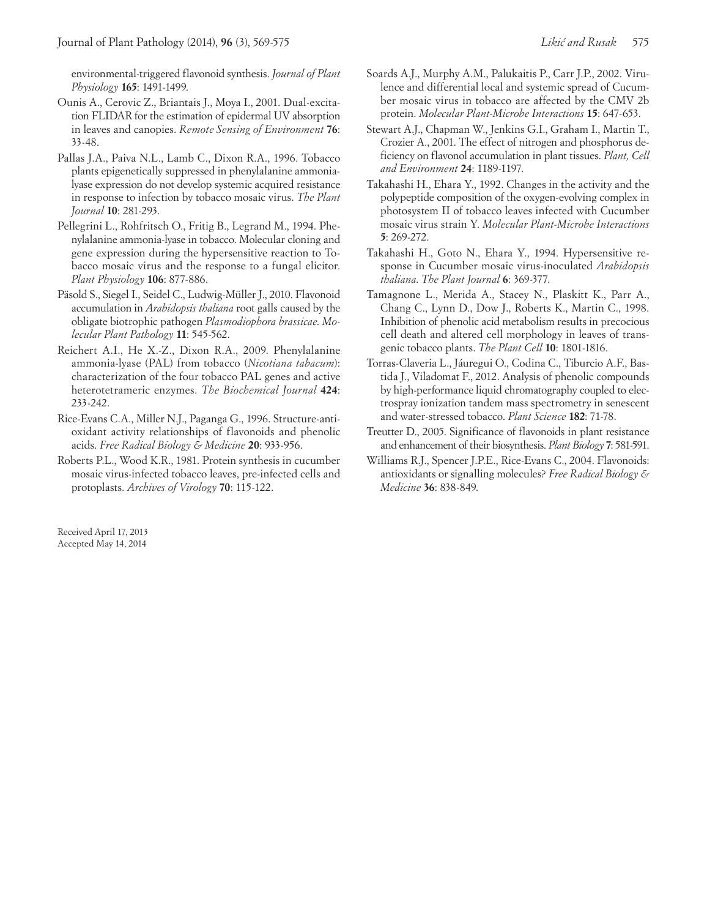environmental-triggered flavonoid synthesis. *Journal of Plant Physiology* **165**: 1491-1499.

Ounis A., Cerovic Z., Briantais J., Moya I., 2001. Dual-excitation FLIDAR for the estimation of epidermal UV absorption in leaves and canopies. *Remote Sensing of Environment* **76**: 33-48.

Pallas J.A., Paiva N.L., Lamb C., Dixon R.A., 1996. Tobacco plants epigenetically suppressed in phenylalanine ammonia-lyase expression do not develop systemic acquired resistance in response to infection by tobacco mosaic virus. *The Plant Journal* **10**: 281-293.

Pellegrini L., Rohfritsch O., Fritig B., Legrand M., 1994. Phenylalanine ammonia-lyase in tobacco. Molecular cloning and gene expression during the hypersensitive reaction to Tobacco mosaic virus and the response to a fungal elicitor. *Plant Physiology* **106**: 877-886.

Päsold S., Siegel I., Seidel C., Ludwig-Müller J., 2010. Flavonoid accumulation in *Arabidopsis thaliana* root galls caused by the obligate biotrophic pathogen *Plasmodiophora brassicae*. *Molecular Plant Pathology* **11**: 545-562.

Reichert A.I., He X.-Z., Dixon R.A., 2009. Phenylalanine ammonia-lyase (PAL) from tobacco (*Nicotiana tabacum*): characterization of the four tobacco PAL genes and active heterotetrameric enzymes. *The Biochemical Journal* **424**: 233-242.

Rice-Evans C.A., Miller N.J., Paganga G., 1996. Structure-antioxidant activity relationships of flavonoids and phenolic acids. *Free Radical Biology & Medicine* **20**: 933-956.

Roberts P.L., Wood K.R., 1981. Protein synthesis in cucumber mosaic virus-infected tobacco leaves, pre-infected cells and protoplasts. *Archives of Virology* **70**: 115-122.

Soards A.J., Murphy A.M., Palukaitis P., Carr J.P., 2002. Virulence and differential local and systemic spread of Cucumber mosaic virus in tobacco are affected by the CMV 2b protein. *Molecular Plant-Microbe Interactions* **15**: 647-653.

Stewart A.J., Chapman W., Jenkins G.I., Graham I., Martin T., Crozier A., 2001. The effect of nitrogen and phosphorus deficiency on flavonol accumulation in plant tissues. *Plant, Cell and Environment* **24**: 1189-1197.

Takahashi H., Ehara Y., 1992. Changes in the activity and the polypeptide composition of the oxygen-evolving complex in photosystem II of tobacco leaves infected with Cucumber mosaic virus strain Y. *Molecular Plant-Microbe Interactions* **5**: 269-272.

Takahashi H., Goto N., Ehara Y., 1994. Hypersensitive response in Cucumber mosaic virus-inoculated *Arabidopsis thaliana*. *The Plant Journal* **6**: 369-377.

Tamagnone L., Merida A., Stacey N., Plaskitt K., Parr A., Chang C., Lynn D., Dow J., Roberts K., Martin C., 1998. Inhibition of phenolic acid metabolism results in precocious cell death and altered cell morphology in leaves of transgenic tobacco plants. *The Plant Cell* **10**: 1801-1816.

Torras-Claveria L., Jáuregui O., Codina C., Tiburcio A.F., Bastida J., Viladomat F., 2012. Analysis of phenolic compounds by high-performance liquid chromatography coupled to electrospray ionization tandem mass spectrometry in senescent and water-stressed tobacco. *Plant Science* **182**: 71-78.

Treutter D., 2005. Significance of flavonoids in plant resistance and enhancement of their biosynthesis. *Plant Biology* **7**: 581-591.

Williams R.J., Spencer J.P.E., Rice-Evans C., 2004. Flavonoids: antioxidants or signalling molecules? *Free Radical Biology & Medicine* **36**: 838-849.

Received April 17, 2013
Accepted May 14, 2014